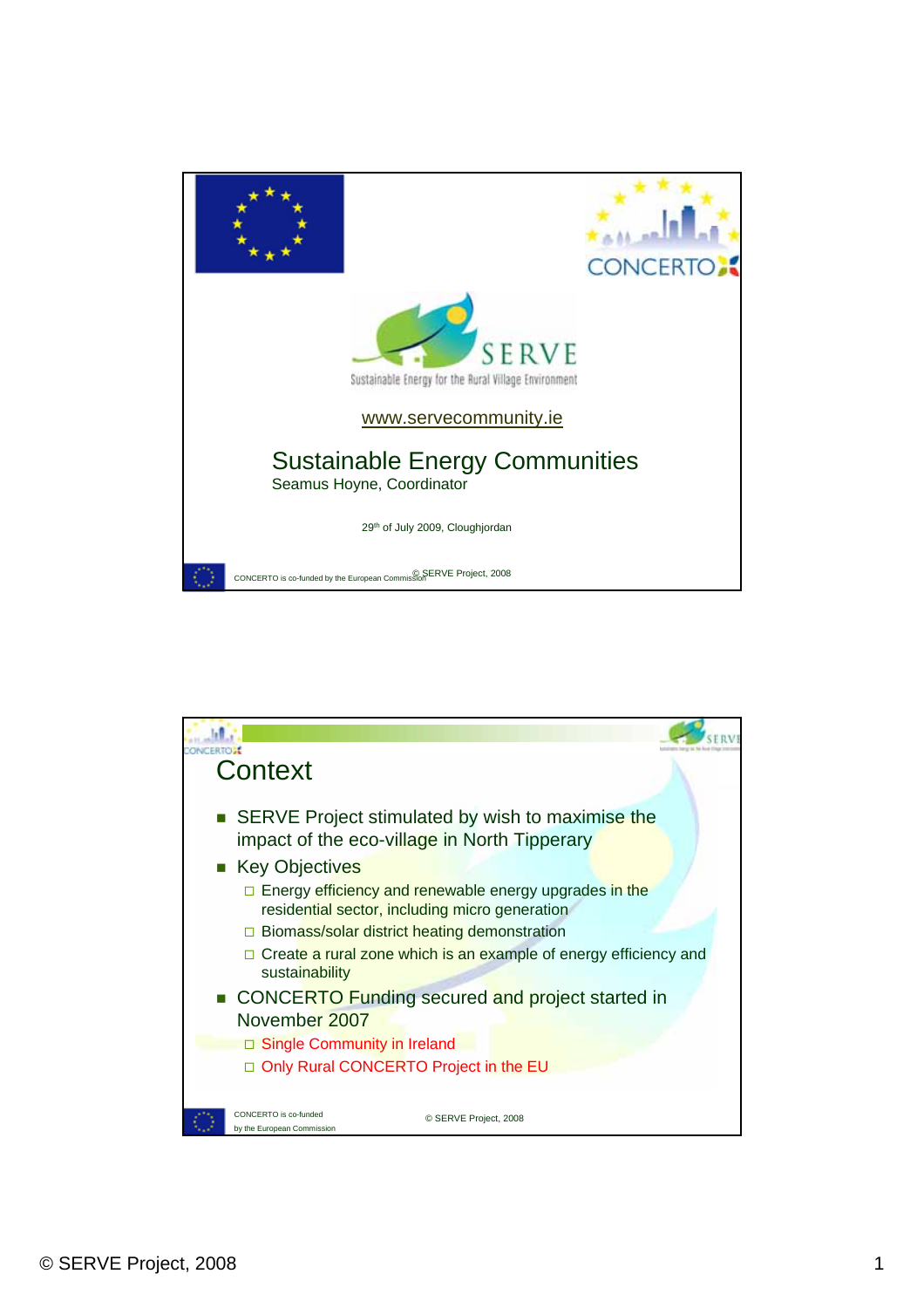SERVE

Sustainable Energy for the Rural Village Environment

www.servecommunity.ie

# Sustainable Energy Communities

Seamus Hoyne, Coordinator

29th of July 2009, Cloughjordan

CONCERTO is co-funded by the European Commission

© SERVE Project, 2008

---

## Context

- SERVE Project stimulated by wish to maximise the impact of the eco-village in North Tipperary
- Key Objectives
  - Energy efficiency and renewable energy upgrades in the residential sector, including micro generation
  - Biomass/solar district heating demonstration
  - Create a rural zone which is an example of energy efficiency and sustainability
- CONCERTO Funding secured and project started in November 2007
  - Single Community in Ireland
  - Only Rural CONCERTO Project in the EU

CONCERTO is co-funded by the European Commission

© SERVE Project, 2008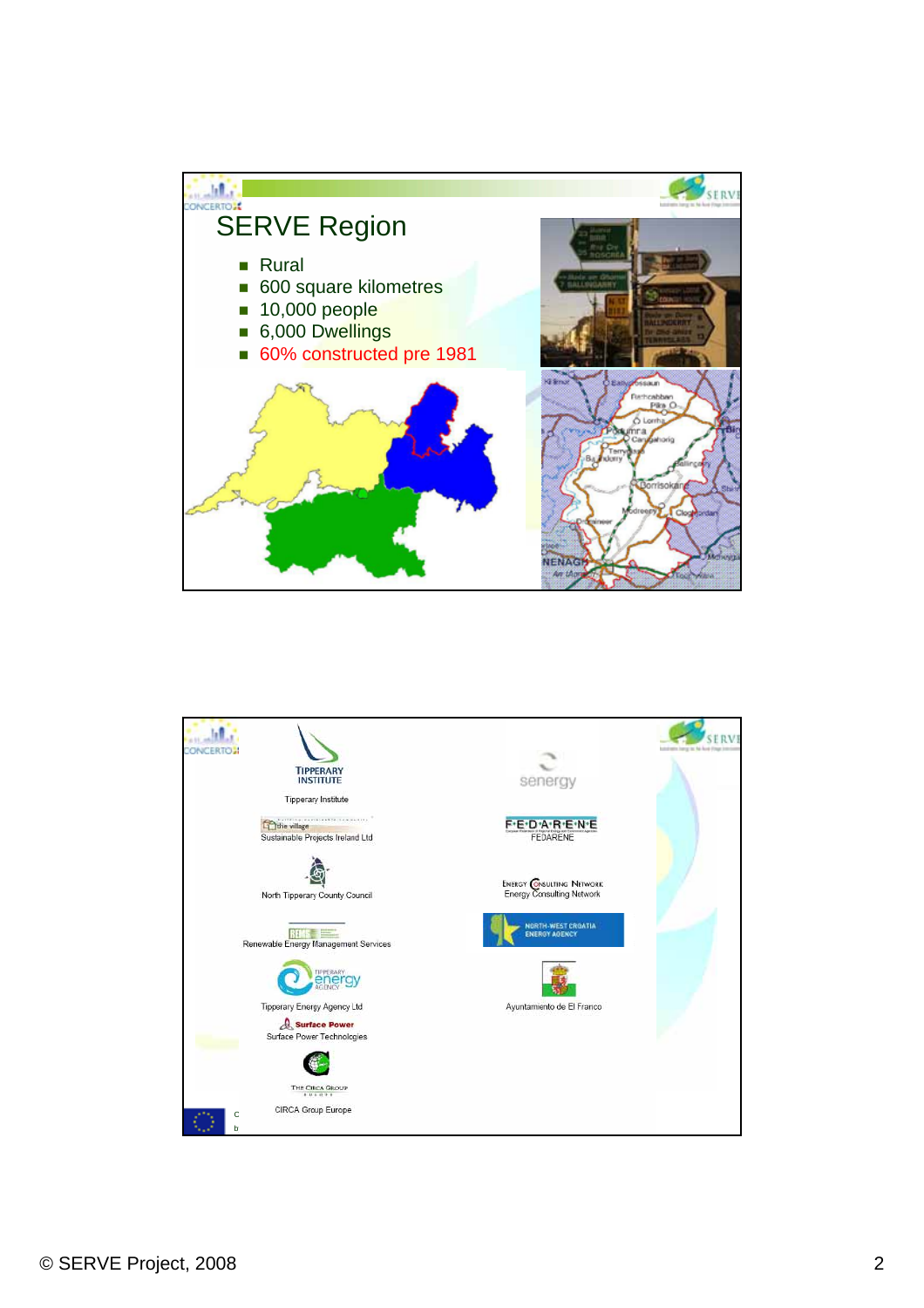## SERVE Region

- Rural
- 600 square kilometres
- 10,000 people
- 6,000 Dwellings
- 60% constructed pre 1981

Tipperary Institute

Sustainable Projects Ireland Ltd

North Tipperary County Council

Renewable Energy Management Services

Tipperary Energy Agency Ltd

Surface Power Technologies

CIRCA Group Europe

senergy

FEDARENE

Energy Consulting Network

NORTH-WEST CROATIA ENERGY AGENCY

Ayuntamiento de El Franco

© SERVE Project, 2008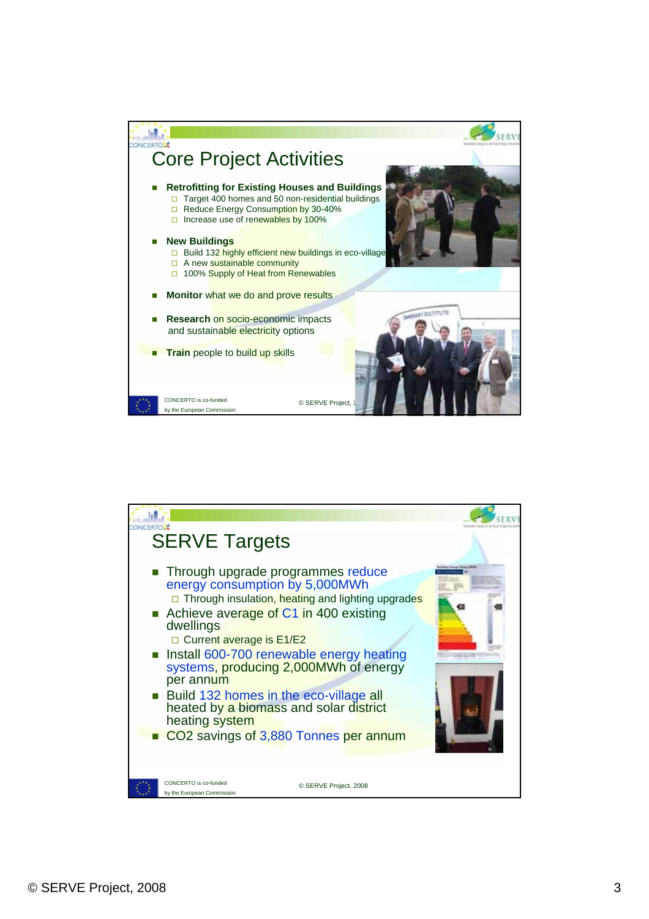## Core Project Activities

- **Retrofitting for Existing Houses and Buildings**
  - Target 400 homes and 50 non-residential buildings
  - Reduce Energy Consumption by 30-40%
  - Increase use of renewables by 100%
- **New Buildings**
  - Build 132 highly efficient new buildings in eco-village
  - A new sustainable community
  - 100% Supply of Heat from Renewables
- **Monitor** what we do and prove results
- **Research** on socio-economic impacts and sustainable electricity options
- **Train** people to build up skills

CONCERTO is co-funded by the European Commission

## SERVE Targets

- Through upgrade programmes reduce energy consumption by 5,000MWh
  - Through insulation, heating and lighting upgrades
- Achieve average of C1 in 400 existing dwellings
  - Current average is E1/E2
- Install 600-700 renewable energy heating systems, producing 2,000MWh of energy per annum
- Build 132 homes in the eco-village all heated by a biomass and solar district heating system
- $CO_2$ savings of 3,880 Tonnes per annum

CONCERTO is co-funded by the European Commission

© SERVE Project, 2008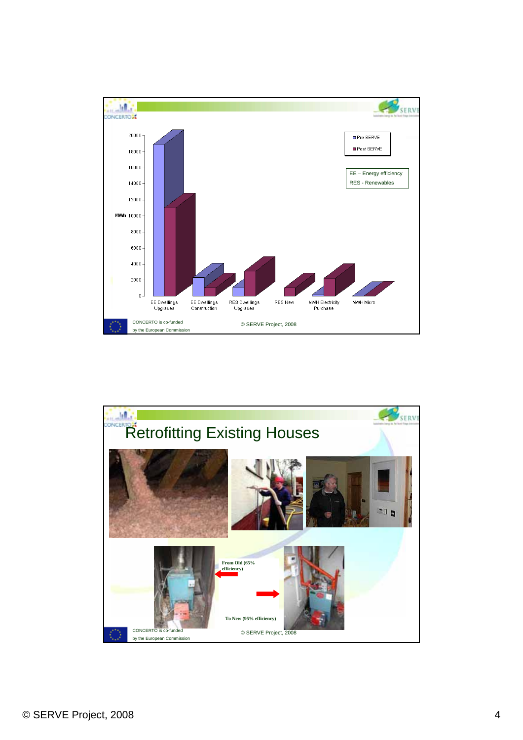MWh

| | EE Dwellings Upgrades | EE Dwellings Construction | RES Dwellings Upgrades | RES New | MWH Electricity Purchase | MWH Micro |
|---|---|---|---|---|---|---|
| Pre SERVE | | | | | | |
| Post SERVE | | | | | | |

EE – Energy efficiency
RES - Renewables

CONCERTO is co-funded by the European Commission

© SERVE Project, 2008

# Retrofitting Existing Houses

From Old (65% efficiency)

To New (95% efficiency)

CONCERTO is co-funded by the European Commission

© SERVE Project, 2008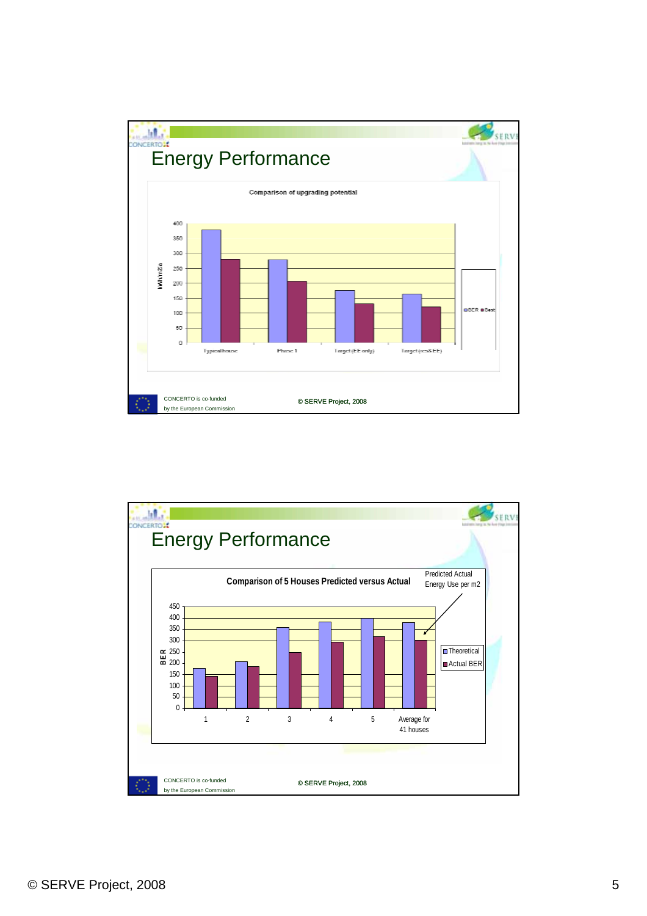## Energy Performance

Comparison of upgrading potential

kWh/m2/a

400
350
300
250
200
150
100
50
0

Typical house | Phase 1 | Target (EE only) | Target (res& EE)

BER ■ Best

CONCERTO is co-funded by the European Commission

© SERVE Project, 2008

## Energy Performance

Comparison of 5 Houses Predicted versus Actual

Predicted Actual Energy Use per m2

BER

450
400
350
300
250
200
150
100
50
0

1 | 2 | 3 | 4 | 5 | Average for 41 houses

Theoretical
Actual BER

CONCERTO is co-funded by the European Commission

© SERVE Project, 2008

© SERVE Project, 2008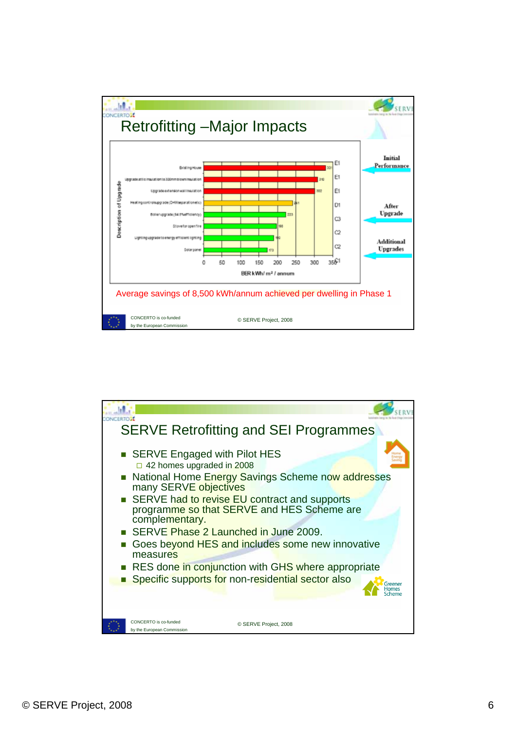## Retrofitting –Major Impacts

| Description of Upgrade | BER kWh/m² / annum | Rating |
|---|---|---|
| Existing House | 331 | E1 |
| Upgrade attic insulation to 300mm blown insulation | 310 | E1 |
| Upgrade extension wall insulation | 302 | E1 |
| Heating controls upgrade (DHW separation etc) | 241 | D1 |
| Boiler upgrade (94.5% efficiency) | 223 | C3 |
| Stove for open fire | 198 | C2 |
| Lighting upgrade to energy efficient lighting | 190 | C2 |
| Solar panel | 173 | C1 |

Initial Performance

After Upgrade

Additional Upgrades

Average savings of 8,500 kWh/annum achieved per dwelling in Phase 1

CONCERTO is co-funded by the European Commission

© SERVE Project, 2008

## SERVE Retrofitting and SEI Programmes

- SERVE Engaged with Pilot HES
  - 42 homes upgraded in 2008
- National Home Energy Savings Scheme now addresses many SERVE objectives
- SERVE had to revise EU contract and supports programme so that SERVE and HES Scheme are complementary.
- SERVE Phase 2 Launched in June 2009.
- Goes beyond HES and includes some new innovative measures
- RES done in conjunction with GHS where appropriate
- Specific supports for non-residential sector also

Greener Homes Scheme

CONCERTO is co-funded by the European Commission

© SERVE Project, 2008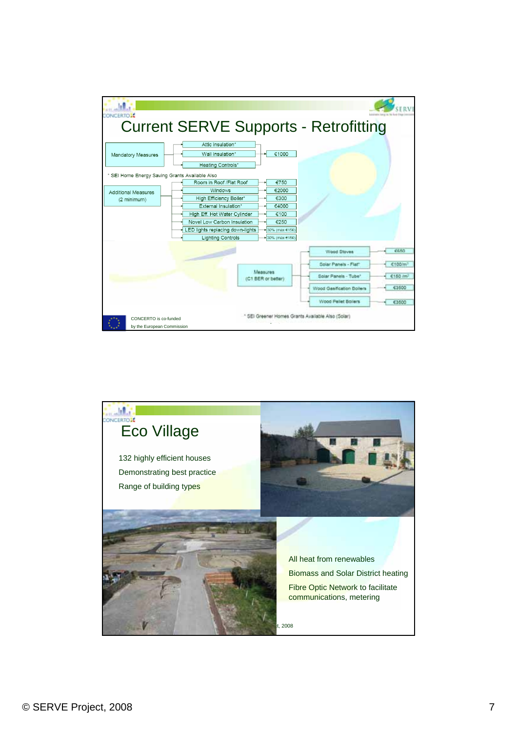# Current SERVE Supports - Retrofitting

**Mandatory Measures**

| Measure | Grant |
|---|---|
| Attic Insulation* | €1000 |
| Wall Insulation* | |
| Heating Controls* | |

* SEI Home Energy Saving Grants Available Also

**Additional Measures (2 minimum)**

| Measure | Grant |
|---|---|
| Room in Roof /Flat Roof | €750 |
| Windows | €2000 |
| High Efficiency Boiler* | €300 |
| External Insulation* | €4000 |
| High Eff. Hot Water Cylinder | €100 |
| Novel Low Carbon Insulation | €250 |
| LED lights replacing down-lights | 30% (max €150) |
| Lighting Controls | 30% (max €150) |

**Measures (C1 BER or better)**

| Measure | Grant |
|---|---|
| Wood Stoves | €650 |
| Solar Panels - Flat* | €100/m² |
| Solar Panels - Tube* | €150 /m² |
| Wood Gasification Boilers | €3500 |
| Wood Pellet Boilers | €3500 |

* SEI Greener Homes Grants Available Also (Solar)

CONCERTO is co-funded by the European Commission

# Eco Village

- 132 highly efficient houses
- Demonstrating best practice
- Range of building types

- All heat from renewables
- Biomass and Solar District heating
- Fibre Optic Network to facilitate communications, metering

© SERVE Project, 2008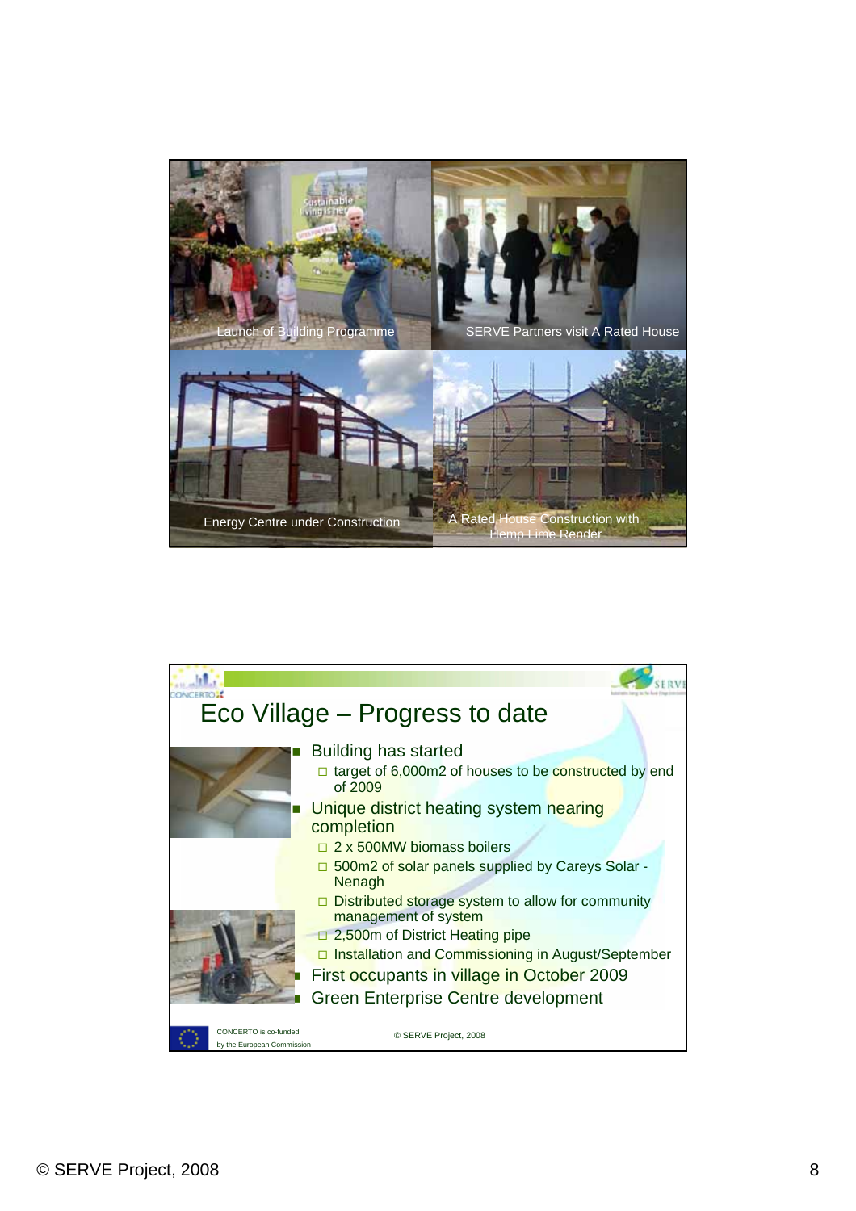Launch of Building Programme

SERVE Partners visit A Rated House

Energy Centre under Construction

A Rated House Construction with Hemp Lime Render

# Eco Village – Progress to date

- Building has started
  - target of 6,000m2 of houses to be constructed by end of 2009
- Unique district heating system nearing completion
  - 2 x 500MW biomass boilers
  - 500m2 of solar panels supplied by Careys Solar - Nenagh
  - Distributed storage system to allow for community management of system
  - 2,500m of District Heating pipe
  - Installation and Commissioning in August/September
- First occupants in village in October 2009
- Green Enterprise Centre development

CONCERTO is co-funded by the European Commission

© SERVE Project, 2008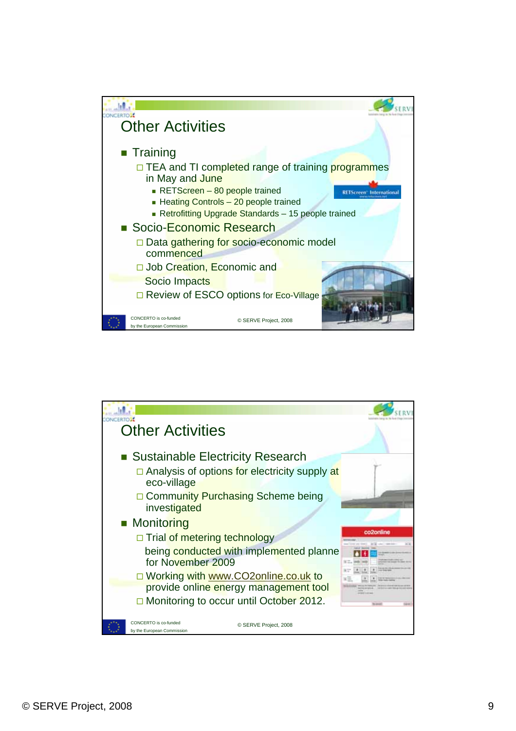## Other Activities

- Training
  - TEA and TI completed range of training programmes in May and June
    - RETScreen – 80 people trained
    - Heating Controls – 20 people trained
    - Retrofitting Upgrade Standards – 15 people trained
- Socio-Economic Research
  - Data gathering for socio-economic model commenced
  - Job Creation, Economic and Socio Impacts
  - Review of ESCO options for Eco-Village

CONCERTO is co-funded by the European Commission

© SERVE Project, 2008

## Other Activities

- Sustainable Electricity Research
  - Analysis of options for electricity supply at eco-village
  - Community Purchasing Scheme being investigated
- Monitoring
  - Trial of metering technology being conducted with implemented planne for November 2009
  - Working with www.CO2online.co.uk to provide online energy management tool
  - Monitoring to occur until October 2012.

CONCERTO is co-funded by the European Commission

© SERVE Project, 2008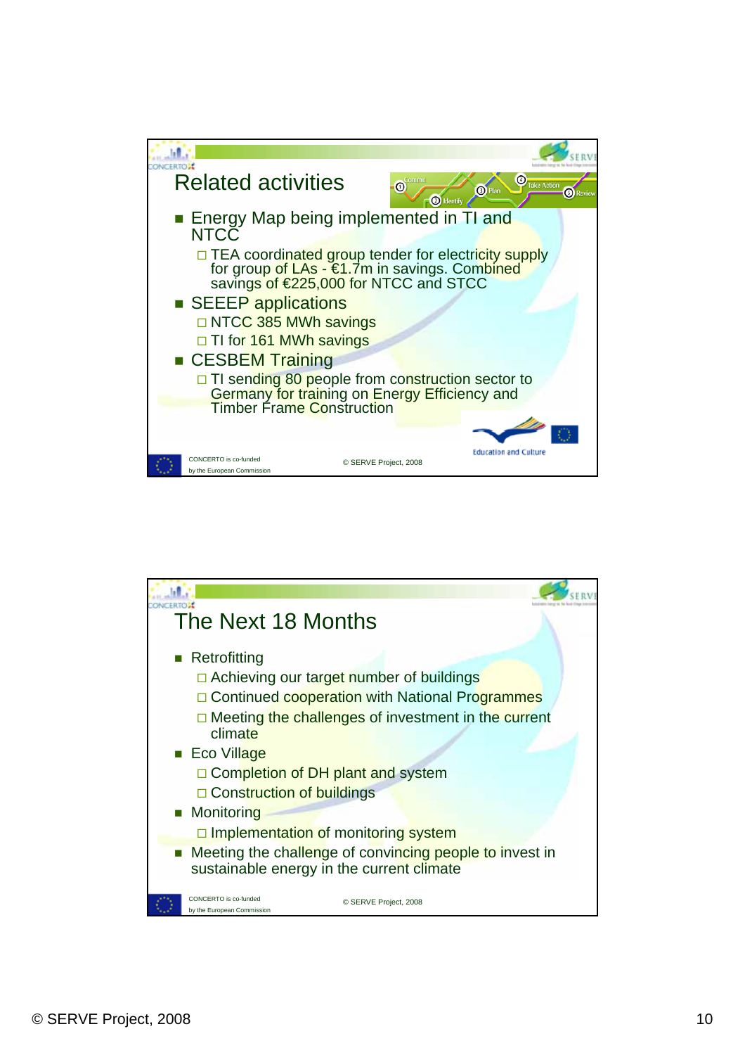## Related activities

- Energy Map being implemented in TI and NTCC
  - TEA coordinated group tender for electricity supply for group of LAs - €1.7m in savings. Combined savings of €225,000 for NTCC and STCC
- SEEEP applications
  - NTCC 385 MWh savings
  - TI for 161 MWh savings
- CESBEM Training
  - TI sending 80 people from construction sector to Germany for training on Energy Efficiency and Timber Frame Construction

CONCERTO is co-funded by the European Commission

© SERVE Project, 2008

## The Next 18 Months

- Retrofitting
  - Achieving our target number of buildings
  - Continued cooperation with National Programmes
  - Meeting the challenges of investment in the current climate
- Eco Village
  - Completion of DH plant and system
  - Construction of buildings
- Monitoring
  - Implementation of monitoring system
- Meeting the challenge of convincing people to invest in sustainable energy in the current climate

CONCERTO is co-funded by the European Commission

© SERVE Project, 2008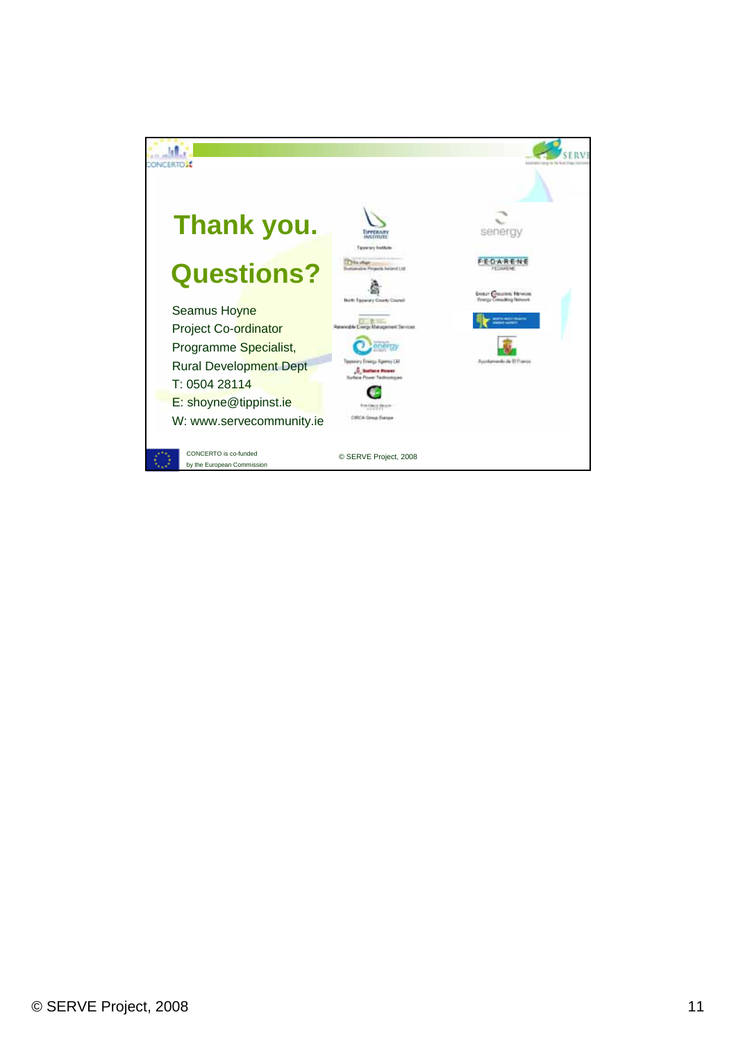# Thank you.

# Questions?

Seamus Hoyne
Project Co-ordinator
Programme Specialist,
Rural Development Dept
T: 0504 28114
E: shoyne@tippinst.ie
W: www.servecommunity.ie

Tipperary Institute

Sustainable Projects Ireland Ltd

North Tipperary County Council

Renewable Energy Management Services

Tipperary Energy Agency Ltd

Surface Power Technologies

CIRCA Group Europe

senergy

FEDARENE

Energy Consulting Network

Ayuntamiento de El Franco

CONCERTO is co-funded by the European Commission

© SERVE Project, 2008